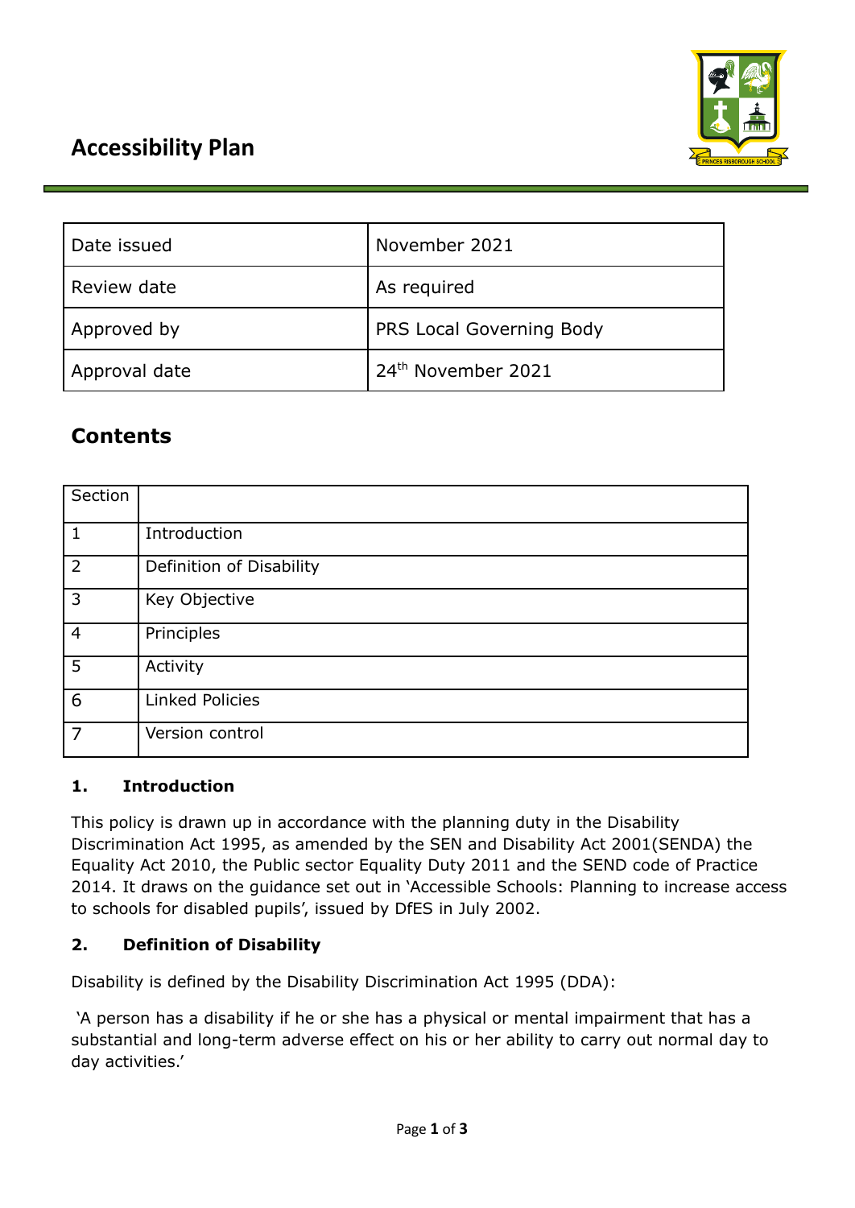# Accessibility Plan

| Date issued | November 2021 |
|---|---|
| Review date | As required |
| Approved by | PRS Local Governing Body |
| Approval date | 24th November 2021 |

## Contents

| Section | |
|---|---|
| 1 | Introduction |
| 2 | Definition of Disability |
| 3 | Key Objective |
| 4 | Principles |
| 5 | Activity |
| 6 | Linked Policies |
| 7 | Version control |

### 1. Introduction

This policy is drawn up in accordance with the planning duty in the Disability Discrimination Act 1995, as amended by the SEN and Disability Act 2001(SENDA) the Equality Act 2010, the Public sector Equality Duty 2011 and the SEND code of Practice 2014. It draws on the guidance set out in 'Accessible Schools: Planning to increase access to schools for disabled pupils', issued by DfES in July 2002.

### 2. Definition of Disability

Disability is defined by the Disability Discrimination Act 1995 (DDA):

'A person has a disability if he or she has a physical or mental impairment that has a substantial and long-term adverse effect on his or her ability to carry out normal day to day activities.'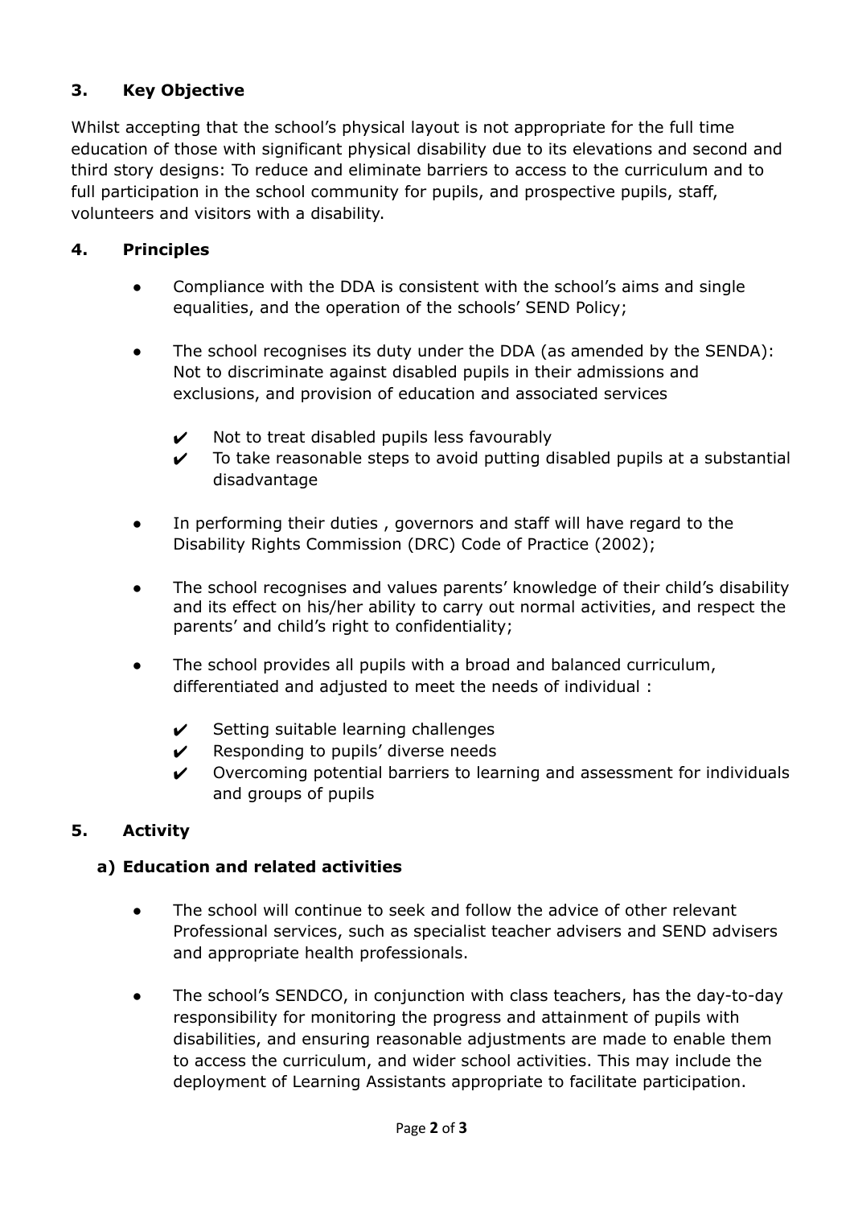## 3. Key Objective

Whilst accepting that the school's physical layout is not appropriate for the full time education of those with significant physical disability due to its elevations and second and third story designs: To reduce and eliminate barriers to access to the curriculum and to full participation in the school community for pupils, and prospective pupils, staff, volunteers and visitors with a disability.

## 4. Principles

- Compliance with the DDA is consistent with the school's aims and single equalities, and the operation of the schools' SEND Policy;

- The school recognises its duty under the DDA (as amended by the SENDA): Not to discriminate against disabled pupils in their admissions and exclusions, and provision of education and associated services

  - ✔ Not to treat disabled pupils less favourably
  - ✔ To take reasonable steps to avoid putting disabled pupils at a substantial disadvantage

- In performing their duties , governors and staff will have regard to the Disability Rights Commission (DRC) Code of Practice (2002);

- The school recognises and values parents' knowledge of their child's disability and its effect on his/her ability to carry out normal activities, and respect the parents' and child's right to confidentiality;

- The school provides all pupils with a broad and balanced curriculum, differentiated and adjusted to meet the needs of individual :

  - ✔ Setting suitable learning challenges
  - ✔ Responding to pupils' diverse needs
  - ✔ Overcoming potential barriers to learning and assessment for individuals and groups of pupils

## 5. Activity

### a) Education and related activities

- The school will continue to seek and follow the advice of other relevant Professional services, such as specialist teacher advisers and SEND advisers and appropriate health professionals.

- The school's SENDCO, in conjunction with class teachers, has the day-to-day responsibility for monitoring the progress and attainment of pupils with disabilities, and ensuring reasonable adjustments are made to enable them to access the curriculum, and wider school activities. This may include the deployment of Learning Assistants appropriate to facilitate participation.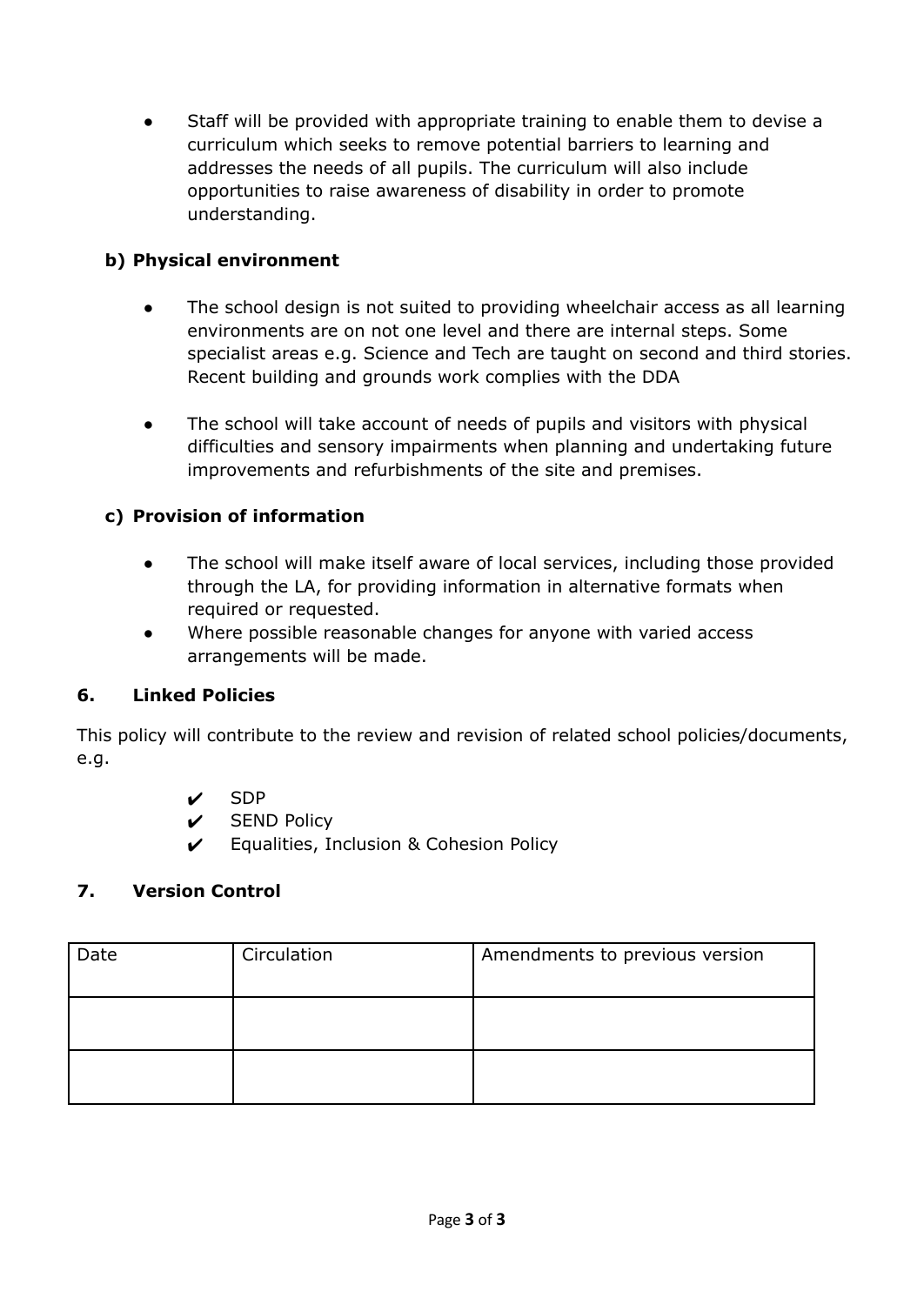- Staff will be provided with appropriate training to enable them to devise a curriculum which seeks to remove potential barriers to learning and addresses the needs of all pupils. The curriculum will also include opportunities to raise awareness of disability in order to promote understanding.

### b) Physical environment

- The school design is not suited to providing wheelchair access as all learning environments are on not one level and there are internal steps. Some specialist areas e.g. Science and Tech are taught on second and third stories. Recent building and grounds work complies with the DDA

- The school will take account of needs of pupils and visitors with physical difficulties and sensory impairments when planning and undertaking future improvements and refurbishments of the site and premises.

### c) Provision of information

- The school will make itself aware of local services, including those provided through the LA, for providing information in alternative formats when required or requested.
- Where possible reasonable changes for anyone with varied access arrangements will be made.

## 6. Linked Policies

This policy will contribute to the review and revision of related school policies/documents, e.g.

- ✔ SDP
- ✔ SEND Policy
- ✔ Equalities, Inclusion & Cohesion Policy

## 7. Version Control

| Date | Circulation | Amendments to previous version |
|---|---|---|
| | | |
| | | |